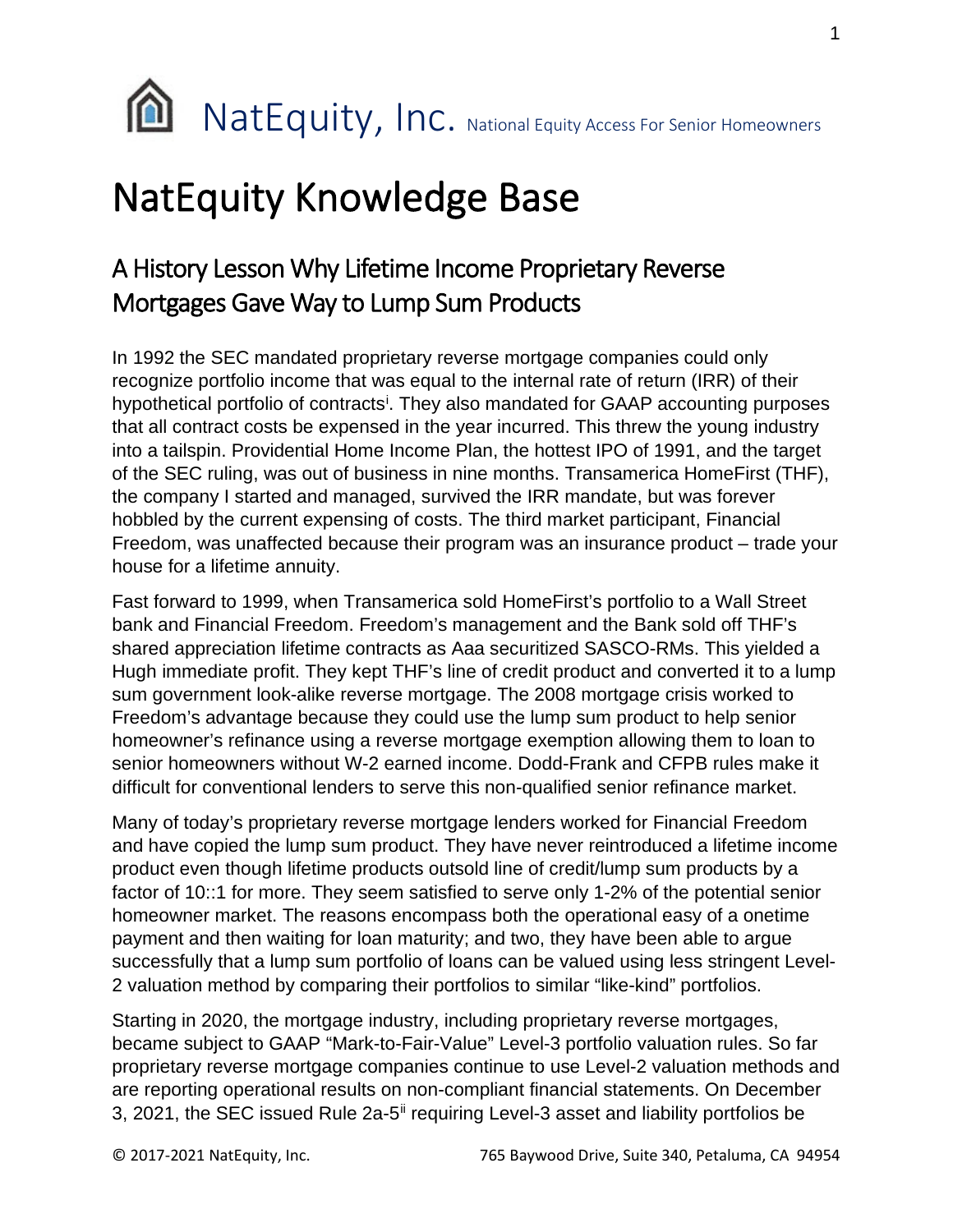# NatEquity, Inc. National Equity Access For Senior Homeowners

# NatEquity Knowledge Base

## A History Lesson Why Lifetime Income Proprietary Reverse Mortgages Gave Way to Lump Sum Products

In 1992 the SEC mandated proprietary reverse mortgage companies could only recognize portfolio income that was equal to the internal rate of return (IRR) of their hypothetical portfolio of contracts[i]. They also mandated for GAAP accounting purposes that all contract costs be expensed in the year incurred. This threw the young industry into a tailspin. Providential Home Income Plan, the hottest IPO of 1991, and the target of the SEC ruling, was out of business in nine months. Transamerica HomeFirst (THF), the company I started and managed, survived the IRR mandate, but was forever hobbled by the current expensing of costs. The third market participant, Financial Freedom, was unaffected because their program was an insurance product – trade your house for a lifetime annuity.

Fast forward to 1999, when Transamerica sold HomeFirst's portfolio to a Wall Street bank and Financial Freedom. Freedom's management and the Bank sold off THF's shared appreciation lifetime contracts as Aaa securitized SASCO-RMs. This yielded a Hugh immediate profit. They kept THF's line of credit product and converted it to a lump sum government look-alike reverse mortgage. The 2008 mortgage crisis worked to Freedom's advantage because they could use the lump sum product to help senior homeowner's refinance using a reverse mortgage exemption allowing them to loan to senior homeowners without W-2 earned income. Dodd-Frank and CFPB rules make it difficult for conventional lenders to serve this non-qualified senior refinance market.

Many of today's proprietary reverse mortgage lenders worked for Financial Freedom and have copied the lump sum product. They have never reintroduced a lifetime income product even though lifetime products outsold line of credit/lump sum products by a factor of 10::1 for more. They seem satisfied to serve only 1-2% of the potential senior homeowner market. The reasons encompass both the operational easy of a onetime payment and then waiting for loan maturity; and two, they have been able to argue successfully that a lump sum portfolio of loans can be valued using less stringent Level-2 valuation method by comparing their portfolios to similar "like-kind" portfolios.

Starting in 2020, the mortgage industry, including proprietary reverse mortgages, became subject to GAAP "Mark-to-Fair-Value" Level-3 portfolio valuation rules. So far proprietary reverse mortgage companies continue to use Level-2 valuation methods and are reporting operational results on non-compliant financial statements. On December 3, 2021, the SEC issued Rule 2a-5[ii] requiring Level-3 asset and liability portfolios be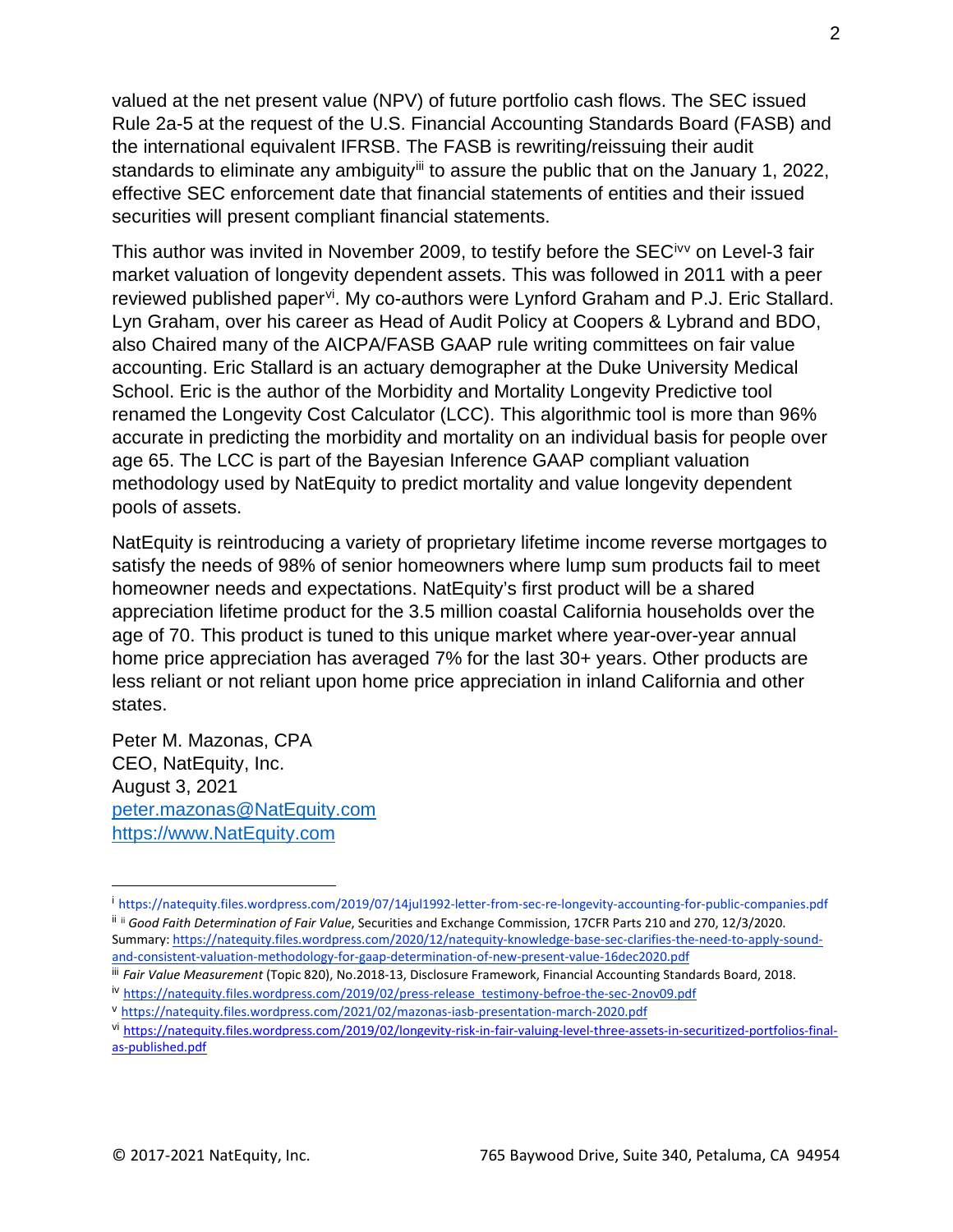valued at the net present value (NPV) of future portfolio cash flows. The SEC issued Rule 2a-5 at the request of the U.S. Financial Accounting Standards Board (FASB) and the international equivalent IFRSB. The FASB is rewriting/reissuing their audit standards to eliminate any ambiguity[iii] to assure the public that on the January 1, 2022, effective SEC enforcement date that financial statements of entities and their issued securities will present compliant financial statements.

This author was invited in November 2009, to testify before the SEC[iv][v] on Level-3 fair market valuation of longevity dependent assets. This was followed in 2011 with a peer reviewed published paper[vi]. My co-authors were Lynford Graham and P.J. Eric Stallard. Lyn Graham, over his career as Head of Audit Policy at Coopers & Lybrand and BDO, also Chaired many of the AICPA/FASB GAAP rule writing committees on fair value accounting. Eric Stallard is an actuary demographer at the Duke University Medical School. Eric is the author of the Morbidity and Mortality Longevity Predictive tool renamed the Longevity Cost Calculator (LCC). This algorithmic tool is more than 96% accurate in predicting the morbidity and mortality on an individual basis for people over age 65. The LCC is part of the Bayesian Inference GAAP compliant valuation methodology used by NatEquity to predict mortality and value longevity dependent pools of assets.

NatEquity is reintroducing a variety of proprietary lifetime income reverse mortgages to satisfy the needs of 98% of senior homeowners where lump sum products fail to meet homeowner needs and expectations. NatEquity's first product will be a shared appreciation lifetime product for the 3.5 million coastal California households over the age of 70. This product is tuned to this unique market where year-over-year annual home price appreciation has averaged 7% for the last 30+ years. Other products are less reliant or not reliant upon home price appreciation in inland California and other states.

Peter M. Mazonas, CPA
CEO, NatEquity, Inc.
August 3, 2021
peter.mazonas@NatEquity.com
https://www.NatEquity.com

---

[i] https://natequity.files.wordpress.com/2019/07/14jul1992-letter-from-sec-re-longevity-accounting-for-public-companies.pdf

[ii] *Good Faith Determination of Fair Value*, Securities and Exchange Commission, 17CFR Parts 210 and 270, 12/3/2020. Summary: https://natequity.files.wordpress.com/2020/12/natequity-knowledge-base-sec-clarifies-the-need-to-apply-sound-and-consistent-valuation-methodology-for-gaap-determination-of-new-present-value-16dec2020.pdf

[iii] *Fair Value Measurement* (Topic 820), No.2018-13, Disclosure Framework, Financial Accounting Standards Board, 2018.

[iv] https://natequity.files.wordpress.com/2019/02/press-release_testimony-befroe-the-sec-2nov09.pdf

[v] https://natequity.files.wordpress.com/2021/02/mazonas-iasb-presentation-march-2020.pdf

[vi] https://natequity.files.wordpress.com/2019/02/longevity-risk-in-fair-valuing-level-three-assets-in-securitized-portfolios-final-as-published.pdf

© 2017-2021 NatEquity, Inc. 765 Baywood Drive, Suite 340, Petaluma, CA 94954